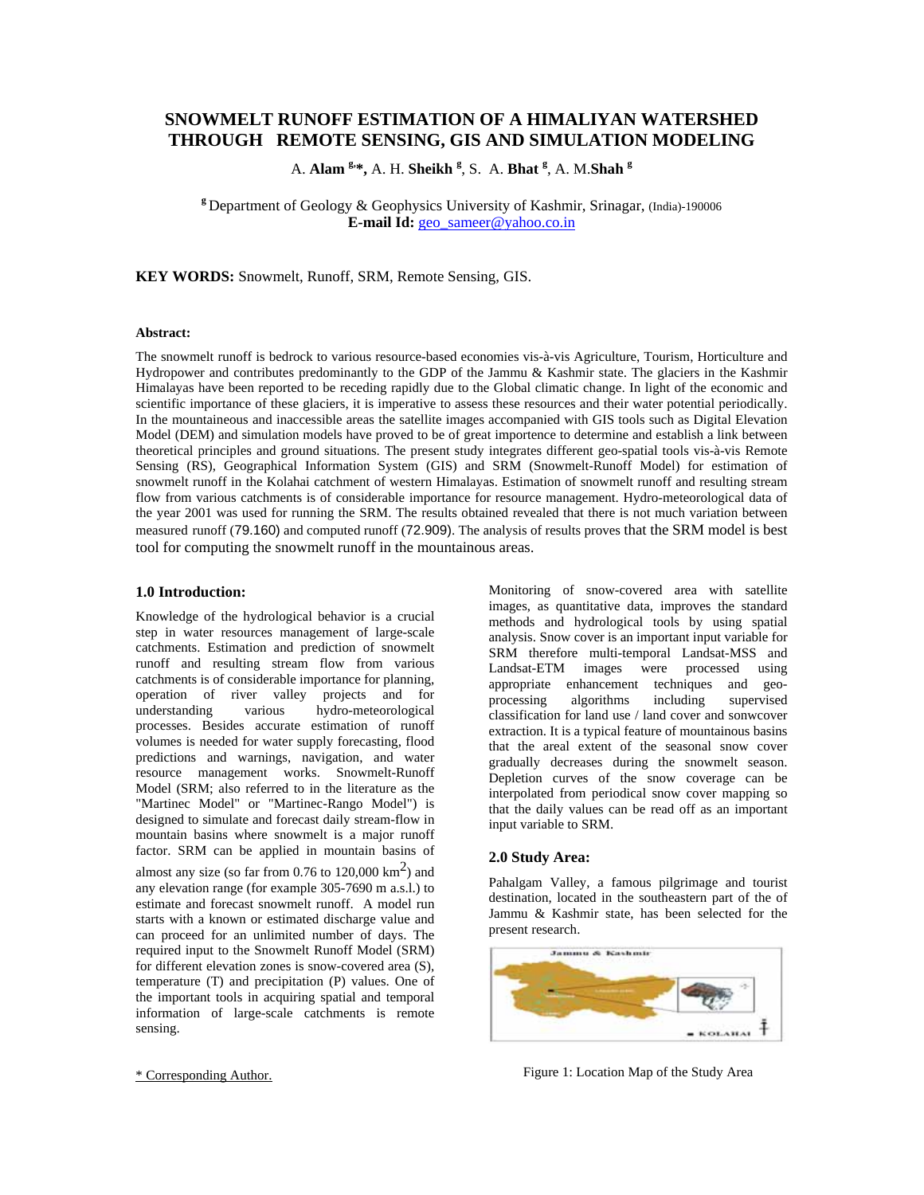# SNOWMELT RUNOFF ESTIMATION OF A HIMALIYAN WATERSHED THROUGH REMOTE SENSING, GIS AND SIMULATION MODELING

A. **Alam** [g,*], A. H. **Sheikh** [g], S. A. **Bhat** [g], A. M.**Shah** [g]

[g] Department of Geology & Geophysics University of Kashmir, Srinagar, (India)-190006
**E-mail Id:** geo_sameer@yahoo.co.in

**KEY WORDS:** Snowmelt, Runoff, SRM, Remote Sensing, GIS.

#### Abstract:

The snowmelt runoff is bedrock to various resource-based economies vis-à-vis Agriculture, Tourism, Horticulture and Hydropower and contributes predominantly to the GDP of the Jammu & Kashmir state. The glaciers in the Kashmir Himalayas have been reported to be receding rapidly due to the Global climatic change. In light of the economic and scientific importance of these glaciers, it is imperative to assess these resources and their water potential periodically. In the mountaineous and inaccessible areas the satellite images accompanied with GIS tools such as Digital Elevation Model (DEM) and simulation models have proved to be of great importence to determine and establish a link between theoretical principles and ground situations. The present study integrates different geo-spatial tools vis-à-vis Remote Sensing (RS), Geographical Information System (GIS) and SRM (Snowmelt-Runoff Model) for estimation of snowmelt runoff in the Kolahai catchment of western Himalayas. Estimation of snowmelt runoff and resulting stream flow from various catchments is of considerable importance for resource management. Hydro-meteorological data of the year 2001 was used for running the SRM. The results obtained revealed that there is not much variation between measured runoff (79.160) and computed runoff (72.909). The analysis of results proves that the SRM model is best tool for computing the snowmelt runoff in the mountainous areas.

## 1.0 Introduction:

Knowledge of the hydrological behavior is a crucial step in water resources management of large-scale catchments. Estimation and prediction of snowmelt runoff and resulting stream flow from various catchments is of considerable importance for planning, operation of river valley projects and for understanding various hydro-meteorological processes. Besides accurate estimation of runoff volumes is needed for water supply forecasting, flood predictions and warnings, navigation, and water resource management works. Snowmelt-Runoff Model (SRM; also referred to in the literature as the "Martinec Model" or "Martinec-Rango Model") is designed to simulate and forecast daily stream-flow in mountain basins where snowmelt is a major runoff factor. SRM can be applied in mountain basins of almost any size (so far from 0.76 to 120,000 km$^2$) and any elevation range (for example 305-7690 m a.s.l.) to estimate and forecast snowmelt runoff. A model run starts with a known or estimated discharge value and can proceed for an unlimited number of days. The required input to the Snowmelt Runoff Model (SRM) for different elevation zones is snow-covered area (S), temperature (T) and precipitation (P) values. One of the important tools in acquiring spatial and temporal information of large-scale catchments is remote sensing.

Monitoring of snow-covered area with satellite images, as quantitative data, improves the standard methods and hydrological tools by using spatial analysis. Snow cover is an important input variable for SRM therefore multi-temporal Landsat-MSS and Landsat-ETM images were processed using appropriate enhancement techniques and geo-processing algorithms including supervised classification for land use / land cover and sonwcover extraction. It is a typical feature of mountainous basins that the areal extent of the seasonal snow cover gradually decreases during the snowmelt season. Depletion curves of the snow coverage can be interpolated from periodical snow cover mapping so that the daily values can be read off as an important input variable to SRM.

## 2.0 Study Area:

Pahalgam Valley, a famous pilgrimage and tourist destination, located in the southeastern part of the of Jammu & Kashmir state, has been selected for the present research.

Figure 1: Location Map of the Study Area

\* Corresponding Author.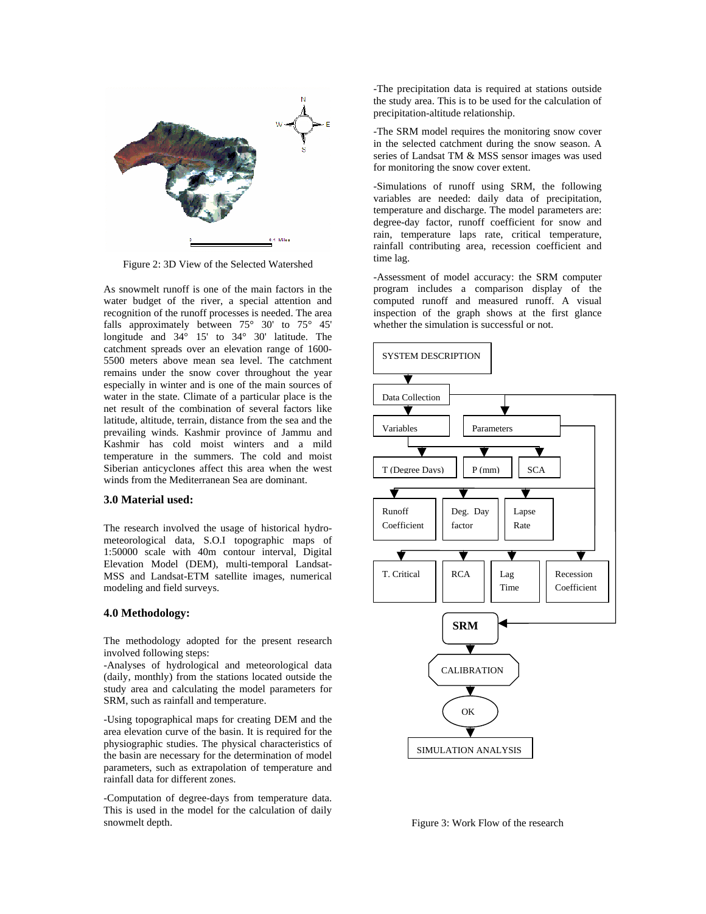Figure 2: 3D View of the Selected Watershed

As snowmelt runoff is one of the main factors in the water budget of the river, a special attention and recognition of the runoff processes is needed. The area falls approximately between 75° 30' to 75° 45' longitude and 34° 15' to 34° 30' latitude. The catchment spreads over an elevation range of 1600-5500 meters above mean sea level. The catchment remains under the snow cover throughout the year especially in winter and is one of the main sources of water in the state. Climate of a particular place is the net result of the combination of several factors like latitude, altitude, terrain, distance from the sea and the prevailing winds. Kashmir province of Jammu and Kashmir has cold moist winters and a mild temperature in the summers. The cold and moist Siberian anticyclones affect this area when the west winds from the Mediterranean Sea are dominant.

### 3.0 Material used:

The research involved the usage of historical hydro-meteorological data, S.O.I topographic maps of 1:50000 scale with 40m contour interval, Digital Elevation Model (DEM), multi-temporal Landsat-MSS and Landsat-ETM satellite images, numerical modeling and field surveys.

### 4.0 Methodology:

The methodology adopted for the present research involved following steps:

-Analyses of hydrological and meteorological data (daily, monthly) from the stations located outside the study area and calculating the model parameters for SRM, such as rainfall and temperature.

-Using topographical maps for creating DEM and the area elevation curve of the basin. It is required for the physiographic studies. The physical characteristics of the basin are necessary for the determination of model parameters, such as extrapolation of temperature and rainfall data for different zones.

-Computation of degree-days from temperature data. This is used in the model for the calculation of daily snowmelt depth.

-The precipitation data is required at stations outside the study area. This is to be used for the calculation of precipitation-altitude relationship.

-The SRM model requires the monitoring snow cover in the selected catchment during the snow season. A series of Landsat TM & MSS sensor images was used for monitoring the snow cover extent.

-Simulations of runoff using SRM, the following variables are needed: daily data of precipitation, temperature and discharge. The model parameters are: degree-day factor, runoff coefficient for snow and rain, temperature laps rate, critical temperature, rainfall contributing area, recession coefficient and time lag.

-Assessment of model accuracy: the SRM computer program includes a comparison display of the computed runoff and measured runoff. A visual inspection of the graph shows at the first glance whether the simulation is successful or not.

SYSTEM DESCRIPTION → Data Collection → Variables: T (Degree Days), P (mm), SCA; Parameters: Runoff Coefficient, Deg. Day factor, Lapse Rate, T. Critical, RCA, Lag Time, Recession Coefficient → SRM → CALIBRATION → OK → SIMULATION ANALYSIS

Figure 3: Work Flow of the research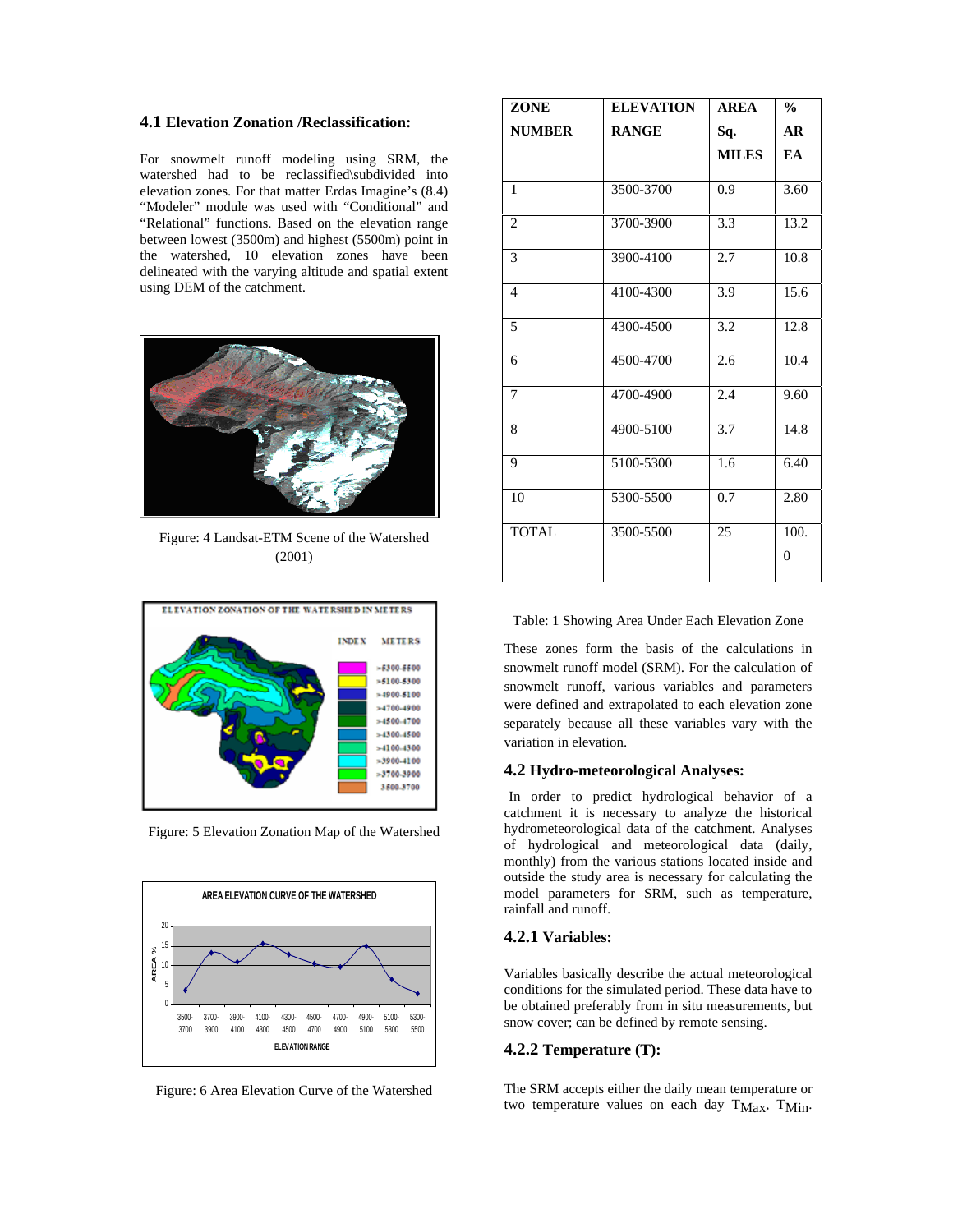### 4.1 Elevation Zonation /Reclassification:

For snowmelt runoff modeling using SRM, the watershed had to be reclassified\subdivided into elevation zones. For that matter Erdas Imagine's (8.4) "Modeler" module was used with "Conditional" and "Relational" functions. Based on the elevation range between lowest (3500m) and highest (5500m) point in the watershed, 10 elevation zones have been delineated with the varying altitude and spatial extent using DEM of the catchment.

Figure: 4 Landsat-ETM Scene of the Watershed (2001)

Figure: 5 Elevation Zonation Map of the Watershed

Figure: 6 Area Elevation Curve of the Watershed

| ZONE NUMBER | ELEVATION RANGE | AREA Sq. MILES | % AREA |
|---|---|---|---|
| 1 | 3500-3700 | 0.9 | 3.60 |
| 2 | 3700-3900 | 3.3 | 13.2 |
| 3 | 3900-4100 | 2.7 | 10.8 |
| 4 | 4100-4300 | 3.9 | 15.6 |
| 5 | 4300-4500 | 3.2 | 12.8 |
| 6 | 4500-4700 | 2.6 | 10.4 |
| 7 | 4700-4900 | 2.4 | 9.60 |
| 8 | 4900-5100 | 3.7 | 14.8 |
| 9 | 5100-5300 | 1.6 | 6.40 |
| 10 | 5300-5500 | 0.7 | 2.80 |
| TOTAL | 3500-5500 | 25 | 100.0 |

Table: 1 Showing Area Under Each Elevation Zone

These zones form the basis of the calculations in snowmelt runoff model (SRM). For the calculation of snowmelt runoff, various variables and parameters were defined and extrapolated to each elevation zone separately because all these variables vary with the variation in elevation.

### 4.2 Hydro-meteorological Analyses:

In order to predict hydrological behavior of a catchment it is necessary to analyze the historical hydrometeorological data of the catchment. Analyses of hydrological and meteorological data (daily, monthly) from the various stations located inside and outside the study area is necessary for calculating the model parameters for SRM, such as temperature, rainfall and runoff.

#### 4.2.1 Variables:

Variables basically describe the actual meteorological conditions for the simulated period. These data have to be obtained preferably from in situ measurements, but snow cover; can be defined by remote sensing.

#### 4.2.2 Temperature (T):

The SRM accepts either the daily mean temperature or two temperature values on each day $T_{Max}$, $T_{Min}$.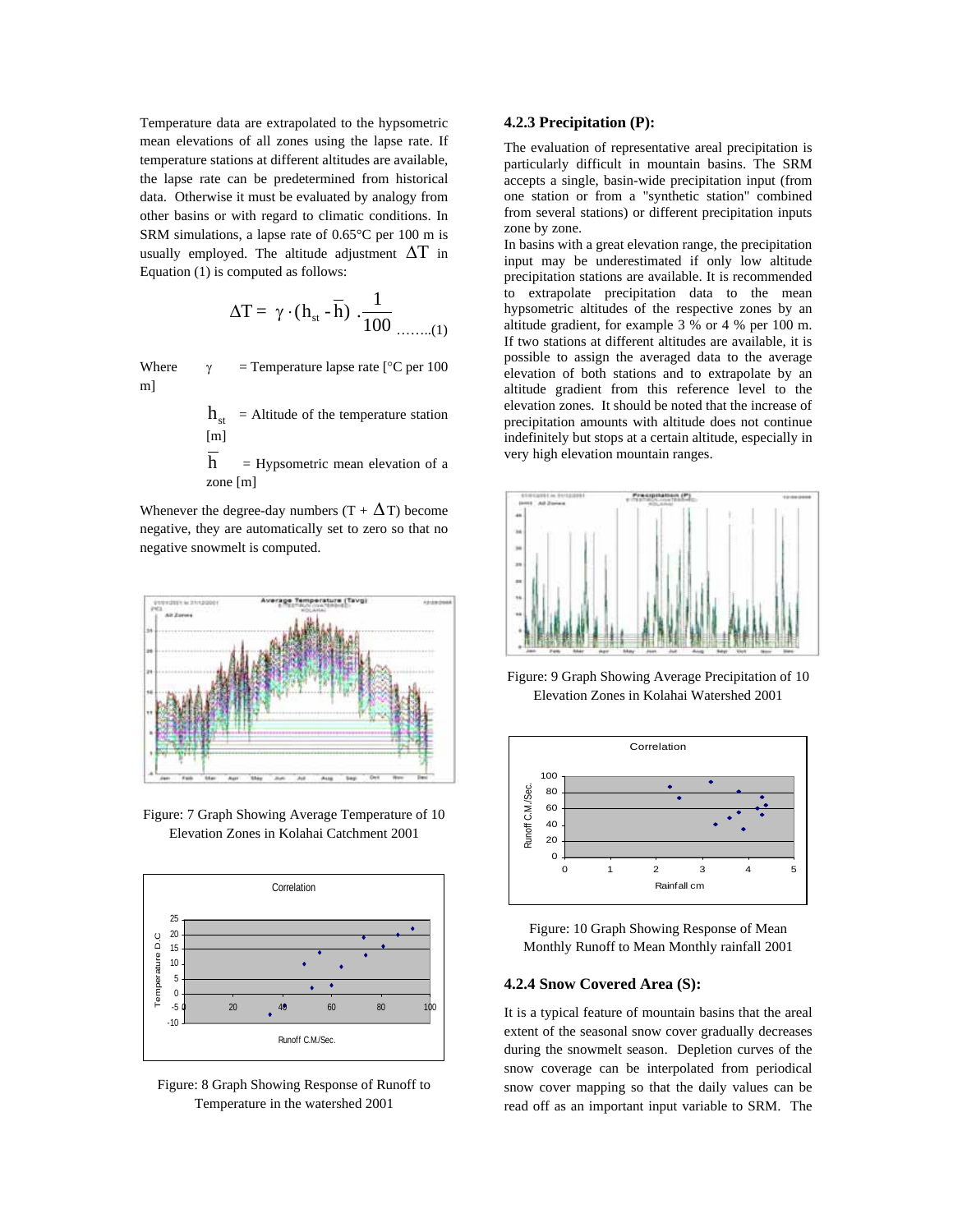Temperature data are extrapolated to the hypsometric mean elevations of all zones using the lapse rate. If temperature stations at different altitudes are available, the lapse rate can be predetermined from historical data. Otherwise it must be evaluated by analogy from other basins or with regard to climatic conditions. In SRM simulations, a lapse rate of 0.65°C per 100 m is usually employed. The altitude adjustment $\Delta T$ in Equation (1) is computed as follows:

$$\Delta T = \gamma \cdot (h_{st} - \bar{h}) \cdot \frac{1}{100} \quad \text{........(1)}$$

Where $\gamma$ = Temperature lapse rate [°C per 100 m]

$h_{st}$ = Altitude of the temperature station [m]

$\bar{h}$ = Hypsometric mean elevation of a zone [m]

Whenever the degree-day numbers $(T + \Delta T)$ become negative, they are automatically set to zero so that no negative snowmelt is computed.

Figure: 7 Graph Showing Average Temperature of 10 Elevation Zones in Kolahai Catchment 2001

Figure: 8 Graph Showing Response of Runoff to Temperature in the watershed 2001

### 4.2.3 Precipitation (P):

The evaluation of representative areal precipitation is particularly difficult in mountain basins. The SRM accepts a single, basin-wide precipitation input (from one station or from a "synthetic station" combined from several stations) or different precipitation inputs zone by zone.

In basins with a great elevation range, the precipitation input may be underestimated if only low altitude precipitation stations are available. It is recommended to extrapolate precipitation data to the mean hypsometric altitudes of the respective zones by an altitude gradient, for example 3 % or 4 % per 100 m. If two stations at different altitudes are available, it is possible to assign the averaged data to the average elevation of both stations and to extrapolate by an altitude gradient from this reference level to the elevation zones. It should be noted that the increase of precipitation amounts with altitude does not continue indefinitely but stops at a certain altitude, especially in very high elevation mountain ranges.

Figure: 9 Graph Showing Average Precipitation of 10 Elevation Zones in Kolahai Watershed 2001

Figure: 10 Graph Showing Response of Mean Monthly Runoff to Mean Monthly rainfall 2001

### 4.2.4 Snow Covered Area (S):

It is a typical feature of mountain basins that the areal extent of the seasonal snow cover gradually decreases during the snowmelt season. Depletion curves of the snow coverage can be interpolated from periodical snow cover mapping so that the daily values can be read off as an important input variable to SRM. The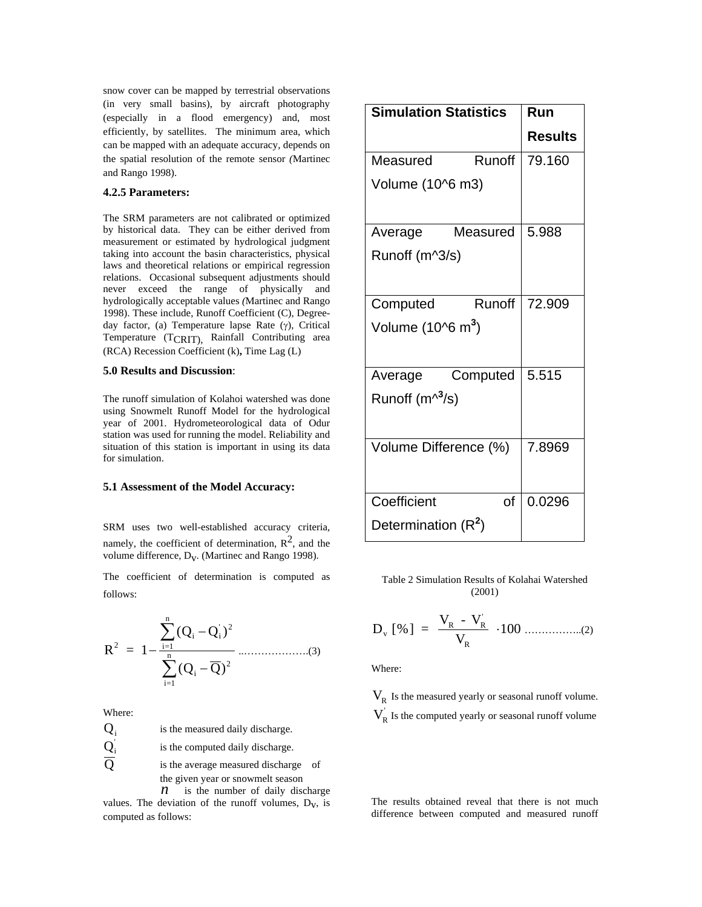snow cover can be mapped by terrestrial observations (in very small basins), by aircraft photography (especially in a flood emergency) and, most efficiently, by satellites. The minimum area, which can be mapped with an adequate accuracy, depends on the spatial resolution of the remote sensor *(*Martinec and Rango 1998).

### 4.2.5 Parameters:

The SRM parameters are not calibrated or optimized by historical data. They can be either derived from measurement or estimated by hydrological judgment taking into account the basin characteristics, physical laws and theoretical relations or empirical regression relations. Occasional subsequent adjustments should never exceed the range of physically and hydrologically acceptable values *(*Martinec and Rango 1998). These include, Runoff Coefficient (C), Degree-day factor, (a) Temperature lapse Rate ($\gamma$), Critical Temperature ($T_{CRIT}$), Rainfall Contributing area (RCA) Recession Coefficient (k)**,** Time Lag (L)

## 5.0 Results and Discussion:

The runoff simulation of Kolahoi watershed was done using Snowmelt Runoff Model for the hydrological year of 2001. Hydrometeorological data of Odur station was used for running the model. Reliability and situation of this station is important in using its data for simulation.

### 5.1 Assessment of the Model Accuracy:

SRM uses two well-established accuracy criteria, namely, the coefficient of determination, $R^2$, and the volume difference, $D_V$. (Martinec and Rango 1998).

The coefficient of determination is computed as follows:

$$R^2 = 1 - \frac{\sum_{i=1}^{n}(Q_i - Q_i')^2}{\sum_{i=1}^{n}(Q_i - \overline{Q})^2} \quad \text{.....................(3)}$$

Where:

$Q_i$ is the measured daily discharge.

$Q_i'$ is the computed daily discharge.

$\overline{Q}$ is the average measured discharge of the given year or snowmelt season

$n$ is the number of daily discharge values. The deviation of the runoff volumes, $D_V$, is computed as follows:

| Simulation Statistics | Run Results |
|---|---|
| Measured Runoff Volume (10^6 m3) | 79.160 |
| Average Measured Runoff (m^3/s) | 5.988 |
| Computed Runoff Volume (10^6 $m^3$) | 72.909 |
| Average Computed Runoff ($m^3$/s) | 5.515 |
| Volume Difference (%) | 7.8969 |
| Coefficient of Determination ($R^2$) | 0.0296 |

Table 2 Simulation Results of Kolahai Watershed (2001)

$$D_v\,[\%] = \frac{V_R - V_R'}{V_R} \cdot 100 \quad \text{.................(2)}$$

Where:

$V_R$ Is the measured yearly or seasonal runoff volume.

$V_R'$ Is the computed yearly or seasonal runoff volume

The results obtained reveal that there is not much difference between computed and measured runoff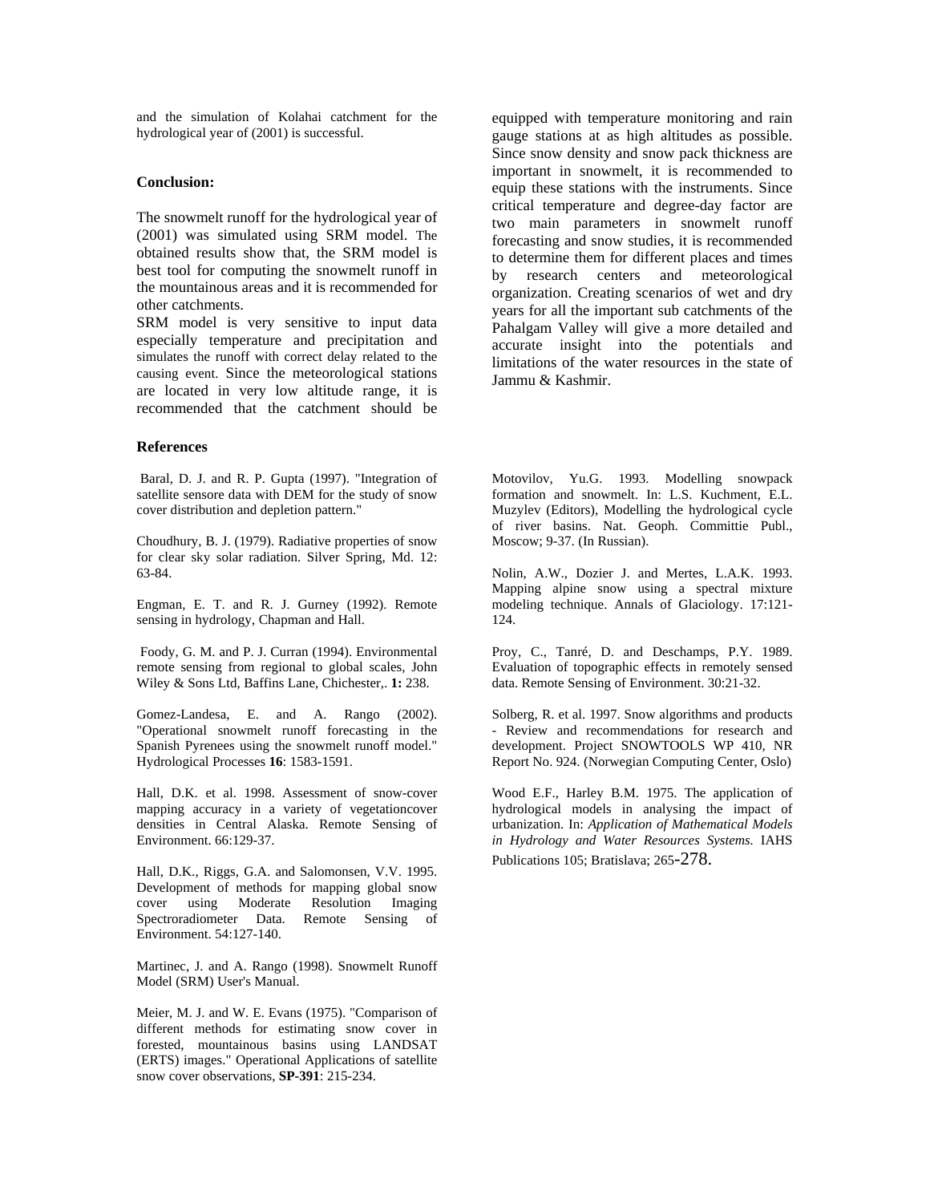and the simulation of Kolahai catchment for the hydrological year of (2001) is successful.

**Conclusion:**

The snowmelt runoff for the hydrological year of (2001) was simulated using SRM model. The obtained results show that, the SRM model is best tool for computing the snowmelt runoff in the mountainous areas and it is recommended for other catchments.

SRM model is very sensitive to input data especially temperature and precipitation and simulates the runoff with correct delay related to the causing event. Since the meteorological stations are located in very low altitude range, it is recommended that the catchment should be equipped with temperature monitoring and rain gauge stations at as high altitudes as possible. Since snow density and snow pack thickness are important in snowmelt, it is recommended to equip these stations with the instruments. Since critical temperature and degree-day factor are two main parameters in snowmelt runoff forecasting and snow studies, it is recommended to determine them for different places and times by research centers and meteorological organization. Creating scenarios of wet and dry years for all the important sub catchments of the Pahalgam Valley will give a more detailed and accurate insight into the potentials and limitations of the water resources in the state of Jammu & Kashmir.

**References**

Baral, D. J. and R. P. Gupta (1997). "Integration of satellite sensore data with DEM for the study of snow cover distribution and depletion pattern."

Choudhury, B. J. (1979). Radiative properties of snow for clear sky solar radiation. Silver Spring, Md. 12: 63-84.

Engman, E. T. and R. J. Gurney (1992). Remote sensing in hydrology, Chapman and Hall.

Foody, G. M. and P. J. Curran (1994). Environmental remote sensing from regional to global scales, John Wiley & Sons Ltd, Baffins Lane, Chichester,. **1:** 238.

Gomez-Landesa, E. and A. Rango (2002). "Operational snowmelt runoff forecasting in the Spanish Pyrenees using the snowmelt runoff model." Hydrological Processes **16**: 1583-1591.

Hall, D.K. et al. 1998. Assessment of snow-cover mapping accuracy in a variety of vegetationcover densities in Central Alaska. Remote Sensing of Environment. 66:129-37.

Hall, D.K., Riggs, G.A. and Salomonsen, V.V. 1995. Development of methods for mapping global snow cover using Moderate Resolution Imaging Spectroradiometer Data. Remote Sensing of Environment. 54:127-140.

Martinec, J. and A. Rango (1998). Snowmelt Runoff Model (SRM) User's Manual.

Meier, M. J. and W. E. Evans (1975). "Comparison of different methods for estimating snow cover in forested, mountainous basins using LANDSAT (ERTS) images." Operational Applications of satellite snow cover observations, **SP-391**: 215-234.

Motovilov, Yu.G. 1993. Modelling snowpack formation and snowmelt. In: L.S. Kuchment, E.L. Muzylev (Editors), Modelling the hydrological cycle of river basins. Nat. Geoph. Committie Publ., Moscow; 9-37. (In Russian).

Nolin, A.W., Dozier J. and Mertes, L.A.K. 1993. Mapping alpine snow using a spectral mixture modeling technique. Annals of Glaciology. 17:121-124.

Proy, C., Tanré, D. and Deschamps, P.Y. 1989. Evaluation of topographic effects in remotely sensed data. Remote Sensing of Environment. 30:21-32.

Solberg, R. et al. 1997. Snow algorithms and products - Review and recommendations for research and development. Project SNOWTOOLS WP 410, NR Report No. 924. (Norwegian Computing Center, Oslo)

Wood E.F., Harley B.M. 1975. The application of hydrological models in analysing the impact of urbanization. In: *Application of Mathematical Models in Hydrology and Water Resources Systems.* IAHS Publications 105; Bratislava; 265-278.